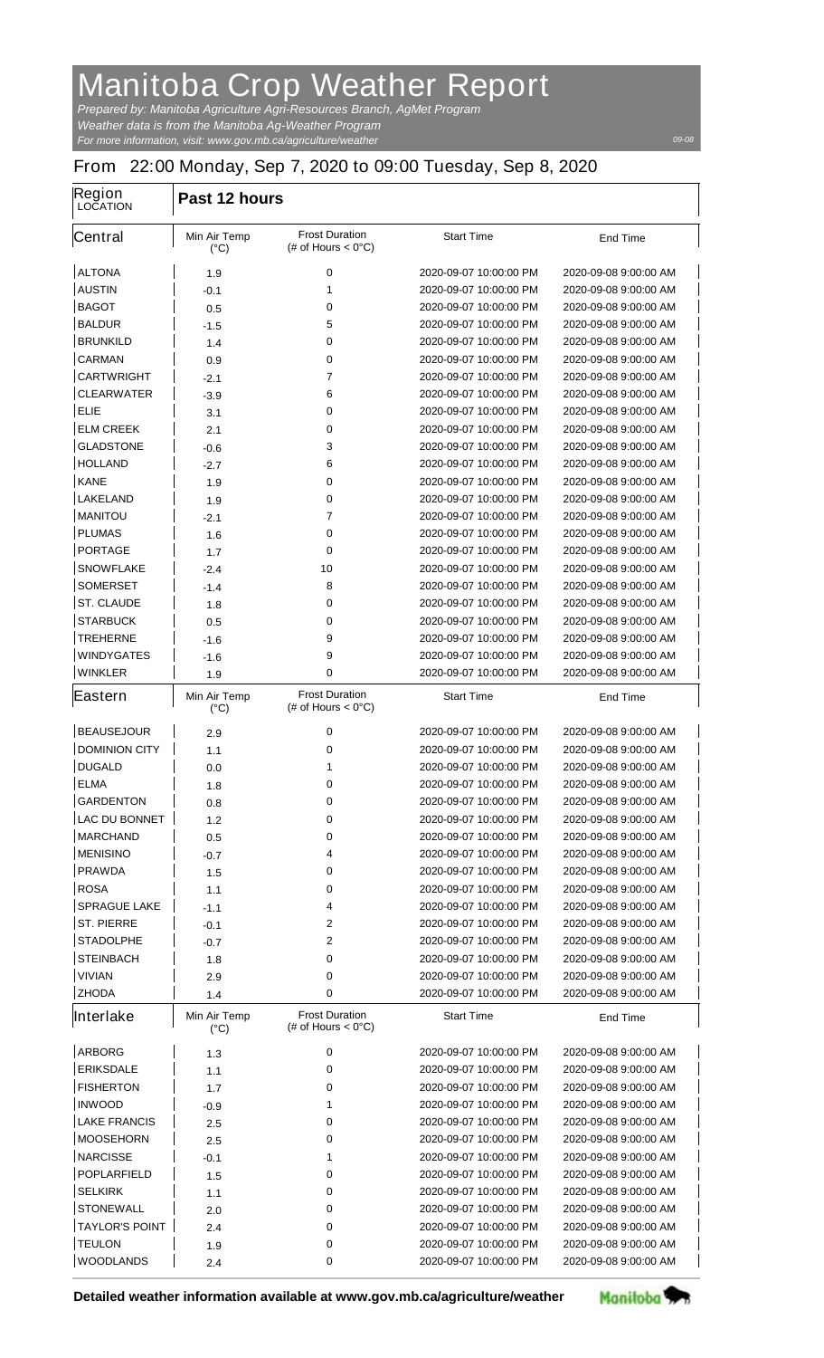# Manitoba Crop Weather Report

*Prepared by: Manitoba Agriculture Agri-Resources Branch, AgMet Program*
*Weather data is from the Manitoba Ag-Weather Program*
*For more information, visit: www.gov.mb.ca/agriculture/weather*

09-08

## From 22:00 Monday, Sep 7, 2020 to 09:00 Tuesday, Sep 8, 2020

| Region LOCATION | Past 12 hours | | | |
|---|---|---|---|---|
| **Central** | Min Air Temp (°C) | Frost Duration (# of Hours < 0°C) | Start Time | End Time |
| ALTONA | 1.9 | 0 | 2020-09-07 10:00:00 PM | 2020-09-08 9:00:00 AM |
| AUSTIN | -0.1 | 1 | 2020-09-07 10:00:00 PM | 2020-09-08 9:00:00 AM |
| BAGOT | 0.5 | 0 | 2020-09-07 10:00:00 PM | 2020-09-08 9:00:00 AM |
| BALDUR | -1.5 | 5 | 2020-09-07 10:00:00 PM | 2020-09-08 9:00:00 AM |
| BRUNKILD | 1.4 | 0 | 2020-09-07 10:00:00 PM | 2020-09-08 9:00:00 AM |
| CARMAN | 0.9 | 0 | 2020-09-07 10:00:00 PM | 2020-09-08 9:00:00 AM |
| CARTWRIGHT | -2.1 | 7 | 2020-09-07 10:00:00 PM | 2020-09-08 9:00:00 AM |
| CLEARWATER | -3.9 | 6 | 2020-09-07 10:00:00 PM | 2020-09-08 9:00:00 AM |
| ELIE | 3.1 | 0 | 2020-09-07 10:00:00 PM | 2020-09-08 9:00:00 AM |
| ELM CREEK | 2.1 | 0 | 2020-09-07 10:00:00 PM | 2020-09-08 9:00:00 AM |
| GLADSTONE | -0.6 | 3 | 2020-09-07 10:00:00 PM | 2020-09-08 9:00:00 AM |
| HOLLAND | -2.7 | 6 | 2020-09-07 10:00:00 PM | 2020-09-08 9:00:00 AM |
| KANE | 1.9 | 0 | 2020-09-07 10:00:00 PM | 2020-09-08 9:00:00 AM |
| LAKELAND | 1.9 | 0 | 2020-09-07 10:00:00 PM | 2020-09-08 9:00:00 AM |
| MANITOU | -2.1 | 7 | 2020-09-07 10:00:00 PM | 2020-09-08 9:00:00 AM |
| PLUMAS | 1.6 | 0 | 2020-09-07 10:00:00 PM | 2020-09-08 9:00:00 AM |
| PORTAGE | 1.7 | 0 | 2020-09-07 10:00:00 PM | 2020-09-08 9:00:00 AM |
| SNOWFLAKE | -2.4 | 10 | 2020-09-07 10:00:00 PM | 2020-09-08 9:00:00 AM |
| SOMERSET | -1.4 | 8 | 2020-09-07 10:00:00 PM | 2020-09-08 9:00:00 AM |
| ST. CLAUDE | 1.8 | 0 | 2020-09-07 10:00:00 PM | 2020-09-08 9:00:00 AM |
| STARBUCK | 0.5 | 0 | 2020-09-07 10:00:00 PM | 2020-09-08 9:00:00 AM |
| TREHERNE | -1.6 | 9 | 2020-09-07 10:00:00 PM | 2020-09-08 9:00:00 AM |
| WINDYGATES | -1.6 | 9 | 2020-09-07 10:00:00 PM | 2020-09-08 9:00:00 AM |
| WINKLER | 1.9 | 0 | 2020-09-07 10:00:00 PM | 2020-09-08 9:00:00 AM |
| **Eastern** | Min Air Temp (°C) | Frost Duration (# of Hours < 0°C) | Start Time | End Time |
| BEAUSEJOUR | 2.9 | 0 | 2020-09-07 10:00:00 PM | 2020-09-08 9:00:00 AM |
| DOMINION CITY | 1.1 | 0 | 2020-09-07 10:00:00 PM | 2020-09-08 9:00:00 AM |
| DUGALD | 0.0 | 1 | 2020-09-07 10:00:00 PM | 2020-09-08 9:00:00 AM |
| ELMA | 1.8 | 0 | 2020-09-07 10:00:00 PM | 2020-09-08 9:00:00 AM |
| GARDENTON | 0.8 | 0 | 2020-09-07 10:00:00 PM | 2020-09-08 9:00:00 AM |
| LAC DU BONNET | 1.2 | 0 | 2020-09-07 10:00:00 PM | 2020-09-08 9:00:00 AM |
| MARCHAND | 0.5 | 0 | 2020-09-07 10:00:00 PM | 2020-09-08 9:00:00 AM |
| MENISINO | -0.7 | 4 | 2020-09-07 10:00:00 PM | 2020-09-08 9:00:00 AM |
| PRAWDA | 1.5 | 0 | 2020-09-07 10:00:00 PM | 2020-09-08 9:00:00 AM |
| ROSA | 1.1 | 0 | 2020-09-07 10:00:00 PM | 2020-09-08 9:00:00 AM |
| SPRAGUE LAKE | -1.1 | 4 | 2020-09-07 10:00:00 PM | 2020-09-08 9:00:00 AM |
| ST. PIERRE | -0.1 | 2 | 2020-09-07 10:00:00 PM | 2020-09-08 9:00:00 AM |
| STADOLPHE | -0.7 | 2 | 2020-09-07 10:00:00 PM | 2020-09-08 9:00:00 AM |
| STEINBACH | 1.8 | 0 | 2020-09-07 10:00:00 PM | 2020-09-08 9:00:00 AM |
| VIVIAN | 2.9 | 0 | 2020-09-07 10:00:00 PM | 2020-09-08 9:00:00 AM |
| ZHODA | 1.4 | 0 | 2020-09-07 10:00:00 PM | 2020-09-08 9:00:00 AM |
| **Interlake** | Min Air Temp (°C) | Frost Duration (# of Hours < 0°C) | Start Time | End Time |
| ARBORG | 1.3 | 0 | 2020-09-07 10:00:00 PM | 2020-09-08 9:00:00 AM |
| ERIKSDALE | 1.1 | 0 | 2020-09-07 10:00:00 PM | 2020-09-08 9:00:00 AM |
| FISHERTON | 1.7 | 0 | 2020-09-07 10:00:00 PM | 2020-09-08 9:00:00 AM |
| INWOOD | -0.9 | 1 | 2020-09-07 10:00:00 PM | 2020-09-08 9:00:00 AM |
| LAKE FRANCIS | 2.5 | 0 | 2020-09-07 10:00:00 PM | 2020-09-08 9:00:00 AM |
| MOOSEHORN | 2.5 | 0 | 2020-09-07 10:00:00 PM | 2020-09-08 9:00:00 AM |
| NARCISSE | -0.1 | 1 | 2020-09-07 10:00:00 PM | 2020-09-08 9:00:00 AM |
| POPLARFIELD | 1.5 | 0 | 2020-09-07 10:00:00 PM | 2020-09-08 9:00:00 AM |
| SELKIRK | 1.1 | 0 | 2020-09-07 10:00:00 PM | 2020-09-08 9:00:00 AM |
| STONEWALL | 2.0 | 0 | 2020-09-07 10:00:00 PM | 2020-09-08 9:00:00 AM |
| TAYLOR'S POINT | 2.4 | 0 | 2020-09-07 10:00:00 PM | 2020-09-08 9:00:00 AM |
| TEULON | 1.9 | 0 | 2020-09-07 10:00:00 PM | 2020-09-08 9:00:00 AM |
| WOODLANDS | 2.4 | 0 | 2020-09-07 10:00:00 PM | 2020-09-08 9:00:00 AM |

**Detailed weather information available at www.gov.mb.ca/agriculture/weather**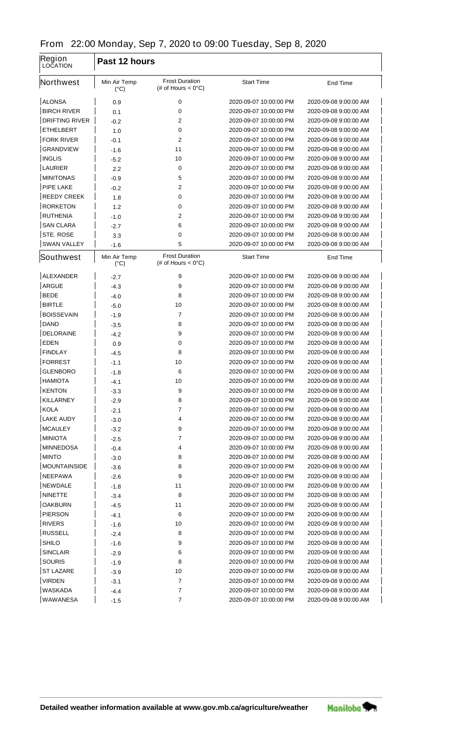## From 22:00 Monday, Sep 7, 2020 to 09:00 Tuesday, Sep 8, 2020

| Region LOCATION | Past 12 hours | | | |
|---|---|---|---|---|
| **Northwest** | Min Air Temp (°C) | Frost Duration (# of Hours < 0°C) | Start Time | End Time |
| ALONSA | 0.9 | 0 | 2020-09-07 10:00:00 PM | 2020-09-08 9:00:00 AM |
| BIRCH RIVER | 0.1 | 0 | 2020-09-07 10:00:00 PM | 2020-09-08 9:00:00 AM |
| DRIFTING RIVER | -0.2 | 2 | 2020-09-07 10:00:00 PM | 2020-09-08 9:00:00 AM |
| ETHELBERT | 1.0 | 0 | 2020-09-07 10:00:00 PM | 2020-09-08 9:00:00 AM |
| FORK RIVER | -0.1 | 2 | 2020-09-07 10:00:00 PM | 2020-09-08 9:00:00 AM |
| GRANDVIEW | -1.6 | 11 | 2020-09-07 10:00:00 PM | 2020-09-08 9:00:00 AM |
| INGLIS | -5.2 | 10 | 2020-09-07 10:00:00 PM | 2020-09-08 9:00:00 AM |
| LAURIER | 2.2 | 0 | 2020-09-07 10:00:00 PM | 2020-09-08 9:00:00 AM |
| MINITONAS | -0.9 | 5 | 2020-09-07 10:00:00 PM | 2020-09-08 9:00:00 AM |
| PIPE LAKE | -0.2 | 2 | 2020-09-07 10:00:00 PM | 2020-09-08 9:00:00 AM |
| REEDY CREEK | 1.8 | 0 | 2020-09-07 10:00:00 PM | 2020-09-08 9:00:00 AM |
| RORKETON | 1.2 | 0 | 2020-09-07 10:00:00 PM | 2020-09-08 9:00:00 AM |
| RUTHENIA | -1.0 | 2 | 2020-09-07 10:00:00 PM | 2020-09-08 9:00:00 AM |
| SAN CLARA | -2.7 | 6 | 2020-09-07 10:00:00 PM | 2020-09-08 9:00:00 AM |
| STE. ROSE | 3.3 | 0 | 2020-09-07 10:00:00 PM | 2020-09-08 9:00:00 AM |
| SWAN VALLEY | -1.6 | 5 | 2020-09-07 10:00:00 PM | 2020-09-08 9:00:00 AM |
| **Southwest** | Min Air Temp (°C) | Frost Duration (# of Hours < 0°C) | Start Time | End Time |
| ALEXANDER | -2.7 | 9 | 2020-09-07 10:00:00 PM | 2020-09-08 9:00:00 AM |
| ARGUE | -4.3 | 9 | 2020-09-07 10:00:00 PM | 2020-09-08 9:00:00 AM |
| BEDE | -4.0 | 8 | 2020-09-07 10:00:00 PM | 2020-09-08 9:00:00 AM |
| BIRTLE | -5.0 | 10 | 2020-09-07 10:00:00 PM | 2020-09-08 9:00:00 AM |
| BOISSEVAIN | -1.9 | 7 | 2020-09-07 10:00:00 PM | 2020-09-08 9:00:00 AM |
| DAND | -3.5 | 8 | 2020-09-07 10:00:00 PM | 2020-09-08 9:00:00 AM |
| DELORAINE | -4.2 | 9 | 2020-09-07 10:00:00 PM | 2020-09-08 9:00:00 AM |
| EDEN | 0.9 | 0 | 2020-09-07 10:00:00 PM | 2020-09-08 9:00:00 AM |
| FINDLAY | -4.5 | 8 | 2020-09-07 10:00:00 PM | 2020-09-08 9:00:00 AM |
| FORREST | -1.1 | 10 | 2020-09-07 10:00:00 PM | 2020-09-08 9:00:00 AM |
| GLENBORO | -1.8 | 6 | 2020-09-07 10:00:00 PM | 2020-09-08 9:00:00 AM |
| HAMIOTA | -4.1 | 10 | 2020-09-07 10:00:00 PM | 2020-09-08 9:00:00 AM |
| KENTON | -3.3 | 9 | 2020-09-07 10:00:00 PM | 2020-09-08 9:00:00 AM |
| KILLARNEY | -2.9 | 8 | 2020-09-07 10:00:00 PM | 2020-09-08 9:00:00 AM |
| KOLA | -2.1 | 7 | 2020-09-07 10:00:00 PM | 2020-09-08 9:00:00 AM |
| LAKE AUDY | -3.0 | 4 | 2020-09-07 10:00:00 PM | 2020-09-08 9:00:00 AM |
| MCAULEY | -3.2 | 9 | 2020-09-07 10:00:00 PM | 2020-09-08 9:00:00 AM |
| MINIOTA | -2.5 | 7 | 2020-09-07 10:00:00 PM | 2020-09-08 9:00:00 AM |
| MINNEDOSA | -0.4 | 4 | 2020-09-07 10:00:00 PM | 2020-09-08 9:00:00 AM |
| MINTO | -3.0 | 8 | 2020-09-07 10:00:00 PM | 2020-09-08 9:00:00 AM |
| MOUNTAINSIDE | -3.6 | 8 | 2020-09-07 10:00:00 PM | 2020-09-08 9:00:00 AM |
| NEEPAWA | -2.6 | 9 | 2020-09-07 10:00:00 PM | 2020-09-08 9:00:00 AM |
| NEWDALE | -1.8 | 11 | 2020-09-07 10:00:00 PM | 2020-09-08 9:00:00 AM |
| NINETTE | -3.4 | 8 | 2020-09-07 10:00:00 PM | 2020-09-08 9:00:00 AM |
| OAKBURN | -4.5 | 11 | 2020-09-07 10:00:00 PM | 2020-09-08 9:00:00 AM |
| PIERSON | -4.1 | 6 | 2020-09-07 10:00:00 PM | 2020-09-08 9:00:00 AM |
| RIVERS | -1.6 | 10 | 2020-09-07 10:00:00 PM | 2020-09-08 9:00:00 AM |
| RUSSELL | -2.4 | 8 | 2020-09-07 10:00:00 PM | 2020-09-08 9:00:00 AM |
| SHILO | -1.6 | 9 | 2020-09-07 10:00:00 PM | 2020-09-08 9:00:00 AM |
| SINCLAIR | -2.9 | 6 | 2020-09-07 10:00:00 PM | 2020-09-08 9:00:00 AM |
| SOURIS | -1.9 | 8 | 2020-09-07 10:00:00 PM | 2020-09-08 9:00:00 AM |
| ST LAZARE | -3.9 | 10 | 2020-09-07 10:00:00 PM | 2020-09-08 9:00:00 AM |
| VIRDEN | -3.1 | 7 | 2020-09-07 10:00:00 PM | 2020-09-08 9:00:00 AM |
| WASKADA | -4.4 | 7 | 2020-09-07 10:00:00 PM | 2020-09-08 9:00:00 AM |
| WAWANESA | -1.5 | 7 | 2020-09-07 10:00:00 PM | 2020-09-08 9:00:00 AM |

**Detailed weather information available at www.gov.mb.ca/agriculture/weather**

Manitoba